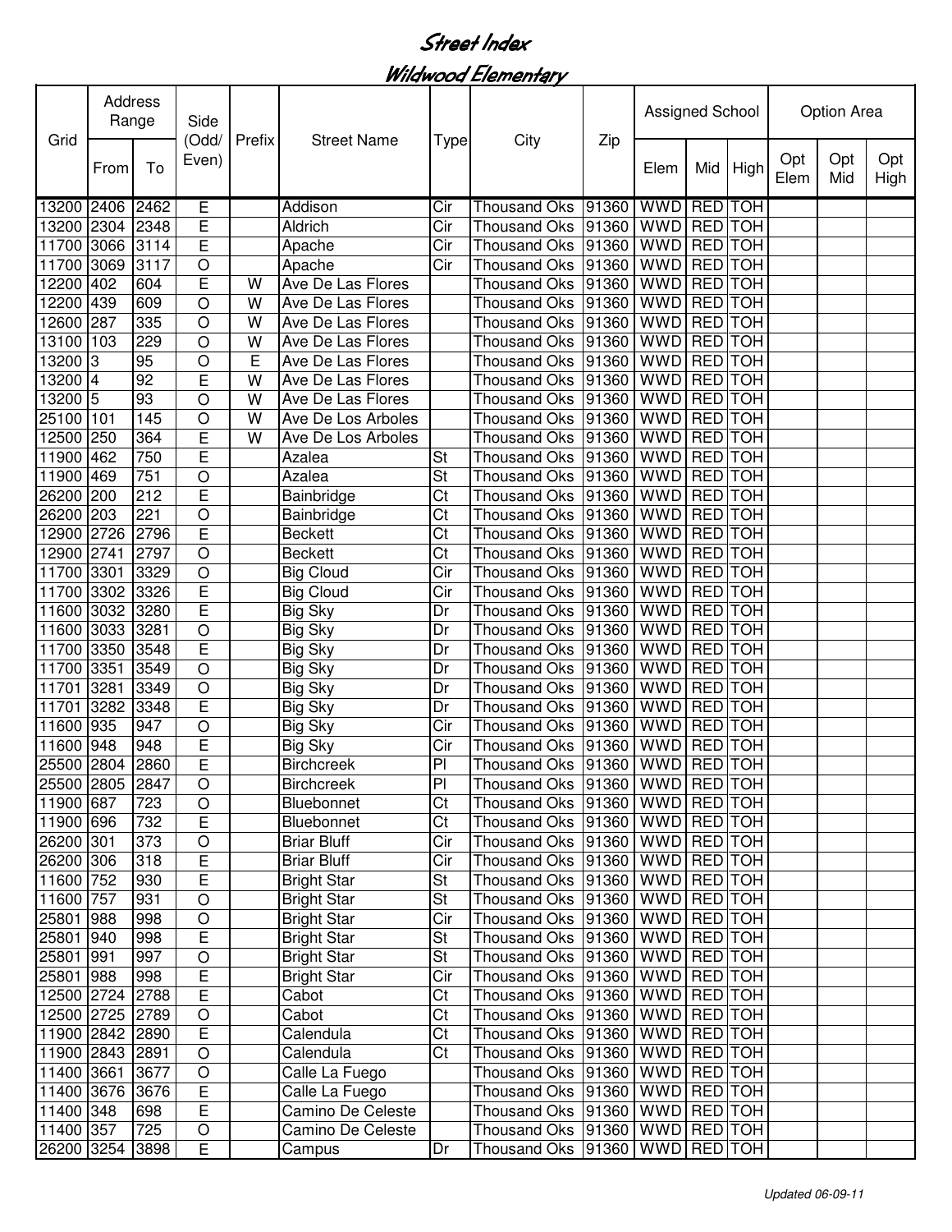# Street Index

## Wildwood Elementary

| Grid | Address Range | | Side (Odd/ Even) | Prefix | Street Name | Type | City | Zip | Assigned School | | | Option Area | | |
|---|---|---|---|---|---|---|---|---|---|---|---|---|---|---|
| | From | To | | | | | | | Elem | Mid | High | Opt Elem | Opt Mid | Opt High |
| 13200 | 2406 | 2462 | E | | Addison | Cir | Thousand Oks | 91360 | WWD | RED | TOH | | | |
| 13200 | 2304 | 2348 | E | | Aldrich | Cir | Thousand Oks | 91360 | WWD | RED | TOH | | | |
| 11700 | 3066 | 3114 | E | | Apache | Cir | Thousand Oks | 91360 | WWD | RED | TOH | | | |
| 11700 | 3069 | 3117 | O | | Apache | Cir | Thousand Oks | 91360 | WWD | RED | TOH | | | |
| 12200 | 402 | 604 | E | W | Ave De Las Flores | | Thousand Oks | 91360 | WWD | RED | TOH | | | |
| 12200 | 439 | 609 | O | W | Ave De Las Flores | | Thousand Oks | 91360 | WWD | RED | TOH | | | |
| 12600 | 287 | 335 | O | W | Ave De Las Flores | | Thousand Oks | 91360 | WWD | RED | TOH | | | |
| 13100 | 103 | 229 | O | W | Ave De Las Flores | | Thousand Oks | 91360 | WWD | RED | TOH | | | |
| 13200 | 3 | 95 | O | E | Ave De Las Flores | | Thousand Oks | 91360 | WWD | RED | TOH | | | |
| 13200 | 4 | 92 | E | W | Ave De Las Flores | | Thousand Oks | 91360 | WWD | RED | TOH | | | |
| 13200 | 5 | 93 | O | W | Ave De Las Flores | | Thousand Oks | 91360 | WWD | RED | TOH | | | |
| 25100 | 101 | 145 | O | W | Ave De Los Arboles | | Thousand Oks | 91360 | WWD | RED | TOH | | | |
| 12500 | 250 | 364 | E | W | Ave De Los Arboles | | Thousand Oks | 91360 | WWD | RED | TOH | | | |
| 11900 | 462 | 750 | E | | Azalea | St | Thousand Oks | 91360 | WWD | RED | TOH | | | |
| 11900 | 469 | 751 | O | | Azalea | St | Thousand Oks | 91360 | WWD | RED | TOH | | | |
| 26200 | 200 | 212 | E | | Bainbridge | Ct | Thousand Oks | 91360 | WWD | RED | TOH | | | |
| 26200 | 203 | 221 | O | | Bainbridge | Ct | Thousand Oks | 91360 | WWD | RED | TOH | | | |
| 12900 | 2726 | 2796 | E | | Beckett | Ct | Thousand Oks | 91360 | WWD | RED | TOH | | | |
| 12900 | 2741 | 2797 | O | | Beckett | Ct | Thousand Oks | 91360 | WWD | RED | TOH | | | |
| 11700 | 3301 | 3329 | O | | Big Cloud | Cir | Thousand Oks | 91360 | WWD | RED | TOH | | | |
| 11700 | 3302 | 3326 | E | | Big Cloud | Cir | Thousand Oks | 91360 | WWD | RED | TOH | | | |
| 11600 | 3032 | 3280 | E | | Big Sky | Dr | Thousand Oks | 91360 | WWD | RED | TOH | | | |
| 11600 | 3033 | 3281 | O | | Big Sky | Dr | Thousand Oks | 91360 | WWD | RED | TOH | | | |
| 11700 | 3350 | 3548 | E | | Big Sky | Dr | Thousand Oks | 91360 | WWD | RED | TOH | | | |
| 11700 | 3351 | 3549 | O | | Big Sky | Dr | Thousand Oks | 91360 | WWD | RED | TOH | | | |
| 11701 | 3281 | 3349 | O | | Big Sky | Dr | Thousand Oks | 91360 | WWD | RED | TOH | | | |
| 11701 | 3282 | 3348 | E | | Big Sky | Dr | Thousand Oks | 91360 | WWD | RED | TOH | | | |
| 11600 | 935 | 947 | O | | Big Sky | Cir | Thousand Oks | 91360 | WWD | RED | TOH | | | |
| 11600 | 948 | 948 | E | | Big Sky | Cir | Thousand Oks | 91360 | WWD | RED | TOH | | | |
| 25500 | 2804 | 2860 | E | | Birchcreek | Pl | Thousand Oks | 91360 | WWD | RED | TOH | | | |
| 25500 | 2805 | 2847 | O | | Birchcreek | Pl | Thousand Oks | 91360 | WWD | RED | TOH | | | |
| 11900 | 687 | 723 | O | | Bluebonnet | Ct | Thousand Oks | 91360 | WWD | RED | TOH | | | |
| 11900 | 696 | 732 | E | | Bluebonnet | Ct | Thousand Oks | 91360 | WWD | RED | TOH | | | |
| 26200 | 301 | 373 | O | | Briar Bluff | Cir | Thousand Oks | 91360 | WWD | RED | TOH | | | |
| 26200 | 306 | 318 | E | | Briar Bluff | Cir | Thousand Oks | 91360 | WWD | RED | TOH | | | |
| 11600 | 752 | 930 | E | | Bright Star | St | Thousand Oks | 91360 | WWD | RED | TOH | | | |
| 11600 | 757 | 931 | O | | Bright Star | St | Thousand Oks | 91360 | WWD | RED | TOH | | | |
| 25801 | 988 | 998 | O | | Bright Star | Cir | Thousand Oks | 91360 | WWD | RED | TOH | | | |
| 25801 | 940 | 998 | E | | Bright Star | St | Thousand Oks | 91360 | WWD | RED | TOH | | | |
| 25801 | 991 | 997 | O | | Bright Star | St | Thousand Oks | 91360 | WWD | RED | TOH | | | |
| 25801 | 988 | 998 | E | | Bright Star | Cir | Thousand Oks | 91360 | WWD | RED | TOH | | | |
| 12500 | 2724 | 2788 | E | | Cabot | Ct | Thousand Oks | 91360 | WWD | RED | TOH | | | |
| 12500 | 2725 | 2789 | O | | Cabot | Ct | Thousand Oks | 91360 | WWD | RED | TOH | | | |
| 11900 | 2842 | 2890 | E | | Calendula | Ct | Thousand Oks | 91360 | WWD | RED | TOH | | | |
| 11900 | 2843 | 2891 | O | | Calendula | Ct | Thousand Oks | 91360 | WWD | RED | TOH | | | |
| 11400 | 3661 | 3677 | O | | Calle La Fuego | | Thousand Oks | 91360 | WWD | RED | TOH | | | |
| 11400 | 3676 | 3676 | E | | Calle La Fuego | | Thousand Oks | 91360 | WWD | RED | TOH | | | |
| 11400 | 348 | 698 | E | | Camino De Celeste | | Thousand Oks | 91360 | WWD | RED | TOH | | | |
| 11400 | 357 | 725 | O | | Camino De Celeste | | Thousand Oks | 91360 | WWD | RED | TOH | | | |
| 26200 | 3254 | 3898 | E | | Campus | Dr | Thousand Oks | 91360 | WWD | RED | TOH | | | |

*Updated 06-09-11*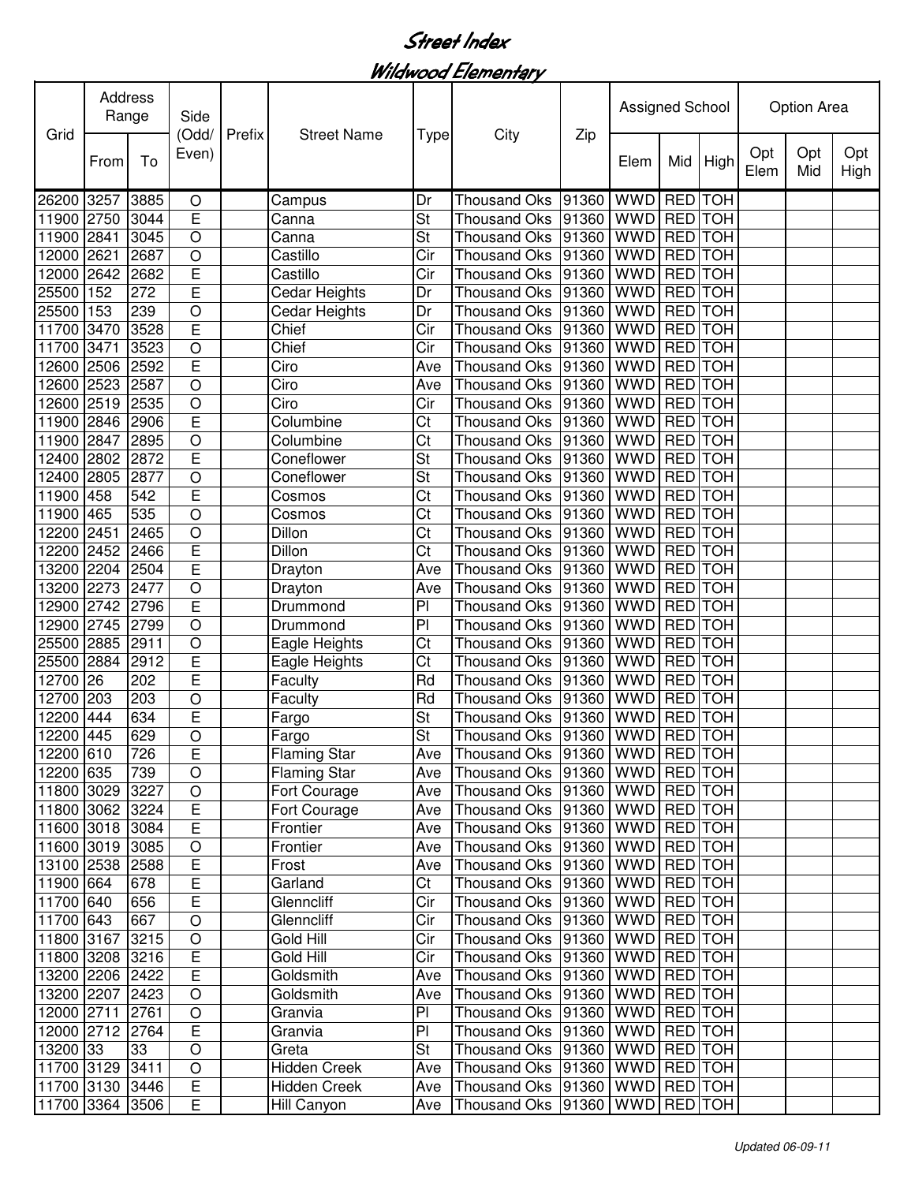# Street Index

## Wildwood Elementary

| Grid | Address Range | | Side (Odd/ Even) | Prefix | Street Name | Type | City | Zip | Assigned School | | | Option Area | | |
|---|---|---|---|---|---|---|---|---|---|---|---|---|---|---|
| | From | To | | | | | | | Elem | Mid | High | Opt Elem | Opt Mid | Opt High |
| 26200 | 3257 | 3885 | O | | Campus | Dr | Thousand Oks | 91360 | WWD | RED | TOH | | | |
| 11900 | 2750 | 3044 | E | | Canna | St | Thousand Oks | 91360 | WWD | RED | TOH | | | |
| 11900 | 2841 | 3045 | O | | Canna | St | Thousand Oks | 91360 | WWD | RED | TOH | | | |
| 12000 | 2621 | 2687 | O | | Castillo | Cir | Thousand Oks | 91360 | WWD | RED | TOH | | | |
| 12000 | 2642 | 2682 | E | | Castillo | Cir | Thousand Oks | 91360 | WWD | RED | TOH | | | |
| 25500 | 152 | 272 | E | | Cedar Heights | Dr | Thousand Oks | 91360 | WWD | RED | TOH | | | |
| 25500 | 153 | 239 | O | | Cedar Heights | Dr | Thousand Oks | 91360 | WWD | RED | TOH | | | |
| 11700 | 3470 | 3528 | E | | Chief | Cir | Thousand Oks | 91360 | WWD | RED | TOH | | | |
| 11700 | 3471 | 3523 | O | | Chief | Cir | Thousand Oks | 91360 | WWD | RED | TOH | | | |
| 12600 | 2506 | 2592 | E | | Ciro | Ave | Thousand Oks | 91360 | WWD | RED | TOH | | | |
| 12600 | 2523 | 2587 | O | | Ciro | Ave | Thousand Oks | 91360 | WWD | RED | TOH | | | |
| 12600 | 2519 | 2535 | O | | Ciro | Cir | Thousand Oks | 91360 | WWD | RED | TOH | | | |
| 11900 | 2846 | 2906 | E | | Columbine | Ct | Thousand Oks | 91360 | WWD | RED | TOH | | | |
| 11900 | 2847 | 2895 | O | | Columbine | Ct | Thousand Oks | 91360 | WWD | RED | TOH | | | |
| 12400 | 2802 | 2872 | E | | Coneflower | St | Thousand Oks | 91360 | WWD | RED | TOH | | | |
| 12400 | 2805 | 2877 | O | | Coneflower | St | Thousand Oks | 91360 | WWD | RED | TOH | | | |
| 11900 | 458 | 542 | E | | Cosmos | Ct | Thousand Oks | 91360 | WWD | RED | TOH | | | |
| 11900 | 465 | 535 | O | | Cosmos | Ct | Thousand Oks | 91360 | WWD | RED | TOH | | | |
| 12200 | 2451 | 2465 | O | | Dillon | Ct | Thousand Oks | 91360 | WWD | RED | TOH | | | |
| 12200 | 2452 | 2466 | E | | Dillon | Ct | Thousand Oks | 91360 | WWD | RED | TOH | | | |
| 13200 | 2204 | 2504 | E | | Drayton | Ave | Thousand Oks | 91360 | WWD | RED | TOH | | | |
| 13200 | 2273 | 2477 | O | | Drayton | Ave | Thousand Oks | 91360 | WWD | RED | TOH | | | |
| 12900 | 2742 | 2796 | E | | Drummond | Pl | Thousand Oks | 91360 | WWD | RED | TOH | | | |
| 12900 | 2745 | 2799 | O | | Drummond | Pl | Thousand Oks | 91360 | WWD | RED | TOH | | | |
| 25500 | 2885 | 2911 | O | | Eagle Heights | Ct | Thousand Oks | 91360 | WWD | RED | TOH | | | |
| 25500 | 2884 | 2912 | E | | Eagle Heights | Ct | Thousand Oks | 91360 | WWD | RED | TOH | | | |
| 12700 | 26 | 202 | E | | Faculty | Rd | Thousand Oks | 91360 | WWD | RED | TOH | | | |
| 12700 | 203 | 203 | O | | Faculty | Rd | Thousand Oks | 91360 | WWD | RED | TOH | | | |
| 12200 | 444 | 634 | E | | Fargo | St | Thousand Oks | 91360 | WWD | RED | TOH | | | |
| 12200 | 445 | 629 | O | | Fargo | St | Thousand Oks | 91360 | WWD | RED | TOH | | | |
| 12200 | 610 | 726 | E | | Flaming Star | Ave | Thousand Oks | 91360 | WWD | RED | TOH | | | |
| 12200 | 635 | 739 | O | | Flaming Star | Ave | Thousand Oks | 91360 | WWD | RED | TOH | | | |
| 11800 | 3029 | 3227 | O | | Fort Courage | Ave | Thousand Oks | 91360 | WWD | RED | TOH | | | |
| 11800 | 3062 | 3224 | E | | Fort Courage | Ave | Thousand Oks | 91360 | WWD | RED | TOH | | | |
| 11600 | 3018 | 3084 | E | | Frontier | Ave | Thousand Oks | 91360 | WWD | RED | TOH | | | |
| 11600 | 3019 | 3085 | O | | Frontier | Ave | Thousand Oks | 91360 | WWD | RED | TOH | | | |
| 13100 | 2538 | 2588 | E | | Frost | Ave | Thousand Oks | 91360 | WWD | RED | TOH | | | |
| 11900 | 664 | 678 | E | | Garland | Ct | Thousand Oks | 91360 | WWD | RED | TOH | | | |
| 11700 | 640 | 656 | E | | Glenncliff | Cir | Thousand Oks | 91360 | WWD | RED | TOH | | | |
| 11700 | 643 | 667 | O | | Glenncliff | Cir | Thousand Oks | 91360 | WWD | RED | TOH | | | |
| 11800 | 3167 | 3215 | O | | Gold Hill | Cir | Thousand Oks | 91360 | WWD | RED | TOH | | | |
| 11800 | 3208 | 3216 | E | | Gold Hill | Cir | Thousand Oks | 91360 | WWD | RED | TOH | | | |
| 13200 | 2206 | 2422 | E | | Goldsmith | Ave | Thousand Oks | 91360 | WWD | RED | TOH | | | |
| 13200 | 2207 | 2423 | O | | Goldsmith | Ave | Thousand Oks | 91360 | WWD | RED | TOH | | | |
| 12000 | 2711 | 2761 | O | | Granvia | Pl | Thousand Oks | 91360 | WWD | RED | TOH | | | |
| 12000 | 2712 | 2764 | E | | Granvia | Pl | Thousand Oks | 91360 | WWD | RED | TOH | | | |
| 13200 | 33 | 33 | O | | Greta | St | Thousand Oks | 91360 | WWD | RED | TOH | | | |
| 11700 | 3129 | 3411 | O | | Hidden Creek | Ave | Thousand Oks | 91360 | WWD | RED | TOH | | | |
| 11700 | 3130 | 3446 | E | | Hidden Creek | Ave | Thousand Oks | 91360 | WWD | RED | TOH | | | |
| 11700 | 3364 | 3506 | E | | Hill Canyon | Ave | Thousand Oks | 91360 | WWD | RED | TOH | | | |

*Updated 06-09-11*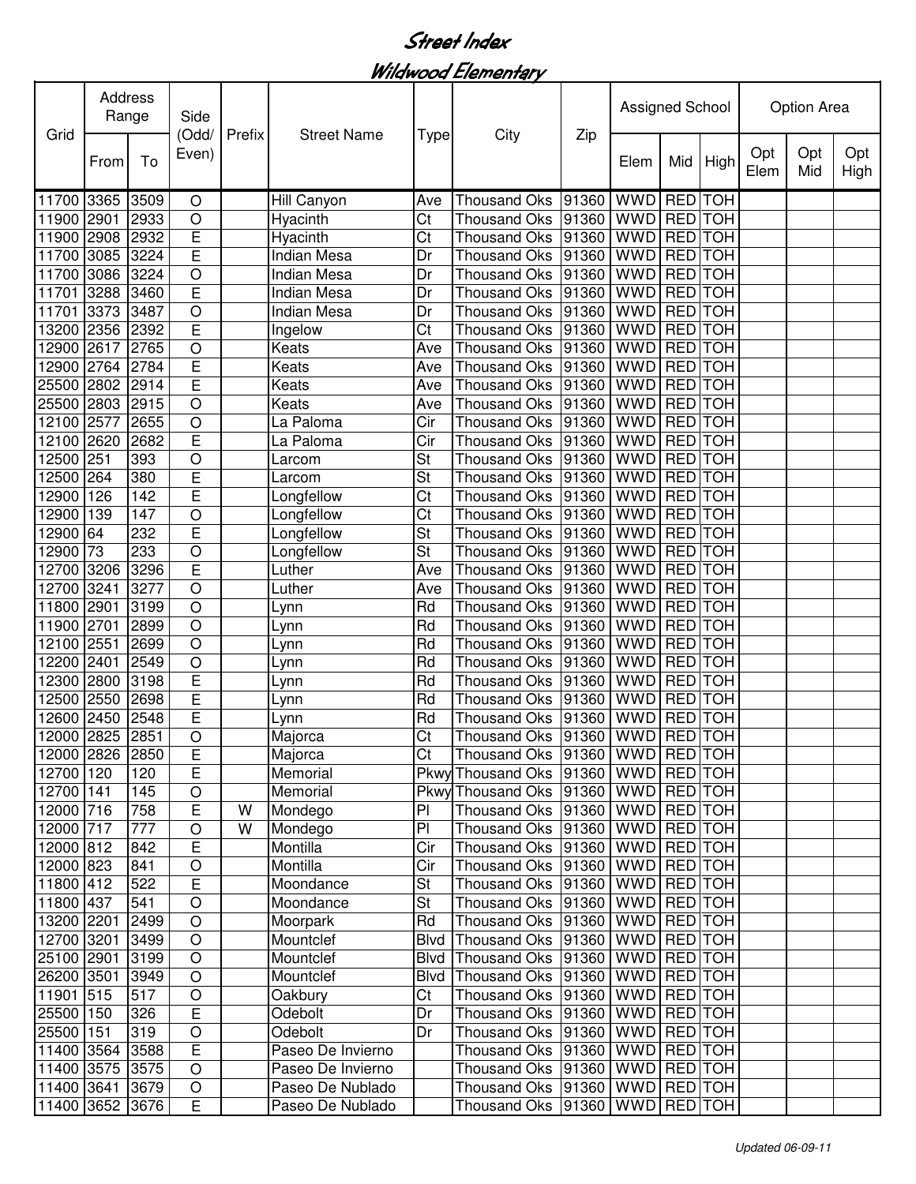# Street Index

## Wildwood Elementary

| Grid | Address Range | | Side (Odd/ Even) | Prefix | Street Name | Type | City | Zip | Assigned School | | | Option Area | | |
|---|---|---|---|---|---|---|---|---|---|---|---|---|---|---|
| | From | To | | | | | | | Elem | Mid | High | Opt Elem | Opt Mid | Opt High |
| 11700 | 3365 | 3509 | O | | Hill Canyon | Ave | Thousand Oks | 91360 | WWD | RED | TOH | | | |
| 11900 | 2901 | 2933 | O | | Hyacinth | Ct | Thousand Oks | 91360 | WWD | RED | TOH | | | |
| 11900 | 2908 | 2932 | E | | Hyacinth | Ct | Thousand Oks | 91360 | WWD | RED | TOH | | | |
| 11700 | 3085 | 3224 | E | | Indian Mesa | Dr | Thousand Oks | 91360 | WWD | RED | TOH | | | |
| 11700 | 3086 | 3224 | O | | Indian Mesa | Dr | Thousand Oks | 91360 | WWD | RED | TOH | | | |
| 11701 | 3288 | 3460 | E | | Indian Mesa | Dr | Thousand Oks | 91360 | WWD | RED | TOH | | | |
| 11701 | 3373 | 3487 | O | | Indian Mesa | Dr | Thousand Oks | 91360 | WWD | RED | TOH | | | |
| 13200 | 2356 | 2392 | E | | Ingelow | Ct | Thousand Oks | 91360 | WWD | RED | TOH | | | |
| 12900 | 2617 | 2765 | O | | Keats | Ave | Thousand Oks | 91360 | WWD | RED | TOH | | | |
| 12900 | 2764 | 2784 | E | | Keats | Ave | Thousand Oks | 91360 | WWD | RED | TOH | | | |
| 25500 | 2802 | 2914 | E | | Keats | Ave | Thousand Oks | 91360 | WWD | RED | TOH | | | |
| 25500 | 2803 | 2915 | O | | Keats | Ave | Thousand Oks | 91360 | WWD | RED | TOH | | | |
| 12100 | 2577 | 2655 | O | | La Paloma | Cir | Thousand Oks | 91360 | WWD | RED | TOH | | | |
| 12100 | 2620 | 2682 | E | | La Paloma | Cir | Thousand Oks | 91360 | WWD | RED | TOH | | | |
| 12500 | 251 | 393 | O | | Larcom | St | Thousand Oks | 91360 | WWD | RED | TOH | | | |
| 12500 | 264 | 380 | E | | Larcom | St | Thousand Oks | 91360 | WWD | RED | TOH | | | |
| 12900 | 126 | 142 | E | | Longfellow | Ct | Thousand Oks | 91360 | WWD | RED | TOH | | | |
| 12900 | 139 | 147 | O | | Longfellow | Ct | Thousand Oks | 91360 | WWD | RED | TOH | | | |
| 12900 | 64 | 232 | E | | Longfellow | St | Thousand Oks | 91360 | WWD | RED | TOH | | | |
| 12900 | 73 | 233 | O | | Longfellow | St | Thousand Oks | 91360 | WWD | RED | TOH | | | |
| 12700 | 3206 | 3296 | E | | Luther | Ave | Thousand Oks | 91360 | WWD | RED | TOH | | | |
| 12700 | 3241 | 3277 | O | | Luther | Ave | Thousand Oks | 91360 | WWD | RED | TOH | | | |
| 11800 | 2901 | 3199 | O | | Lynn | Rd | Thousand Oks | 91360 | WWD | RED | TOH | | | |
| 11900 | 2701 | 2899 | O | | Lynn | Rd | Thousand Oks | 91360 | WWD | RED | TOH | | | |
| 12100 | 2551 | 2699 | O | | Lynn | Rd | Thousand Oks | 91360 | WWD | RED | TOH | | | |
| 12200 | 2401 | 2549 | O | | Lynn | Rd | Thousand Oks | 91360 | WWD | RED | TOH | | | |
| 12300 | 2800 | 3198 | E | | Lynn | Rd | Thousand Oks | 91360 | WWD | RED | TOH | | | |
| 12500 | 2550 | 2698 | E | | Lynn | Rd | Thousand Oks | 91360 | WWD | RED | TOH | | | |
| 12600 | 2450 | 2548 | E | | Lynn | Rd | Thousand Oks | 91360 | WWD | RED | TOH | | | |
| 12000 | 2825 | 2851 | O | | Majorca | Ct | Thousand Oks | 91360 | WWD | RED | TOH | | | |
| 12000 | 2826 | 2850 | E | | Majorca | Ct | Thousand Oks | 91360 | WWD | RED | TOH | | | |
| 12700 | 120 | 120 | E | | Memorial | Pkwy | Thousand Oks | 91360 | WWD | RED | TOH | | | |
| 12700 | 141 | 145 | O | | Memorial | Pkwy | Thousand Oks | 91360 | WWD | RED | TOH | | | |
| 12000 | 716 | 758 | E | W | Mondego | Pl | Thousand Oks | 91360 | WWD | RED | TOH | | | |
| 12000 | 717 | 777 | O | W | Mondego | Pl | Thousand Oks | 91360 | WWD | RED | TOH | | | |
| 12000 | 812 | 842 | E | | Montilla | Cir | Thousand Oks | 91360 | WWD | RED | TOH | | | |
| 12000 | 823 | 841 | O | | Montilla | Cir | Thousand Oks | 91360 | WWD | RED | TOH | | | |
| 11800 | 412 | 522 | E | | Moondance | St | Thousand Oks | 91360 | WWD | RED | TOH | | | |
| 11800 | 437 | 541 | O | | Moondance | St | Thousand Oks | 91360 | WWD | RED | TOH | | | |
| 13200 | 2201 | 2499 | O | | Moorpark | Rd | Thousand Oks | 91360 | WWD | RED | TOH | | | |
| 12700 | 3201 | 3499 | O | | Mountclef | Blvd | Thousand Oks | 91360 | WWD | RED | TOH | | | |
| 25100 | 2901 | 3199 | O | | Mountclef | Blvd | Thousand Oks | 91360 | WWD | RED | TOH | | | |
| 26200 | 3501 | 3949 | O | | Mountclef | Blvd | Thousand Oks | 91360 | WWD | RED | TOH | | | |
| 11901 | 515 | 517 | O | | Oakbury | Ct | Thousand Oks | 91360 | WWD | RED | TOH | | | |
| 25500 | 150 | 326 | E | | Odebolt | Dr | Thousand Oks | 91360 | WWD | RED | TOH | | | |
| 25500 | 151 | 319 | O | | Odebolt | Dr | Thousand Oks | 91360 | WWD | RED | TOH | | | |
| 11400 | 3564 | 3588 | E | | Paseo De Invierno | | Thousand Oks | 91360 | WWD | RED | TOH | | | |
| 11400 | 3575 | 3575 | O | | Paseo De Invierno | | Thousand Oks | 91360 | WWD | RED | TOH | | | |
| 11400 | 3641 | 3679 | O | | Paseo De Nublado | | Thousand Oks | 91360 | WWD | RED | TOH | | | |
| 11400 | 3652 | 3676 | E | | Paseo De Nublado | | Thousand Oks | 91360 | WWD | RED | TOH | | | |

*Updated 06-09-11*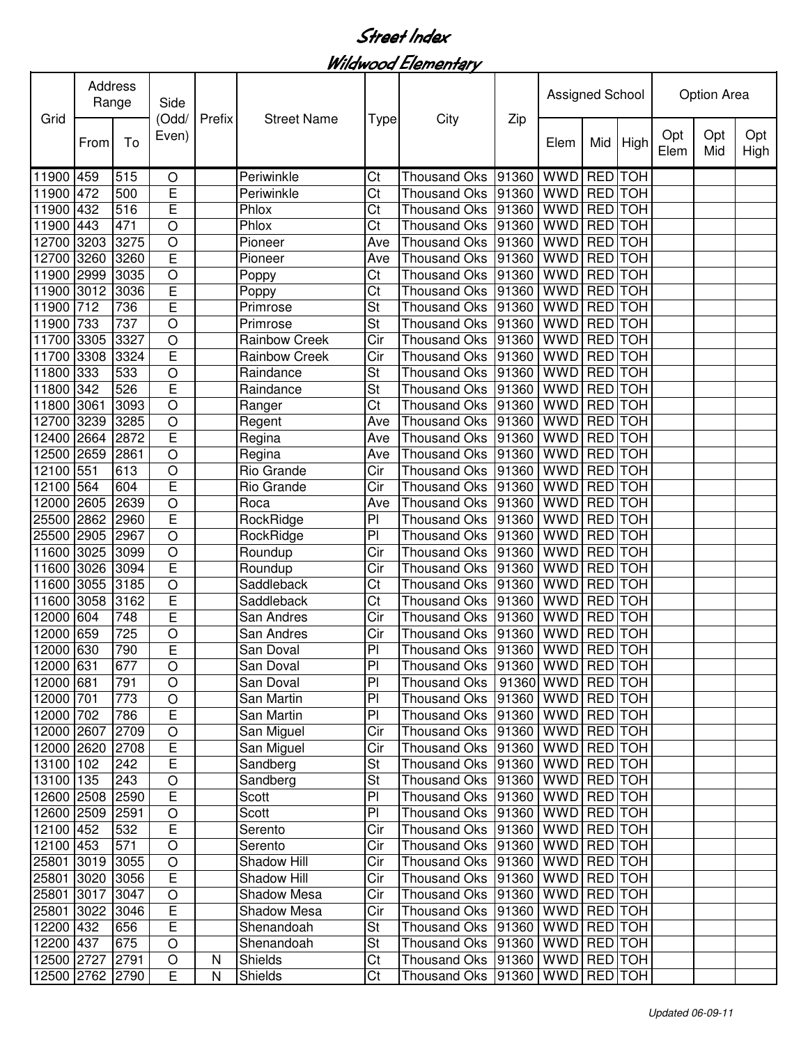# Street Index

## Wildwood Elementary

| Grid | Address Range | | Side (Odd/ Even) | Prefix | Street Name | Type | City | Zip | Assigned School | | | Option Area | | |
|---|---|---|---|---|---|---|---|---|---|---|---|---|---|---|
| | From | To | | | | | | | Elem | Mid | High | Opt Elem | Opt Mid | Opt High |
| 11900 | 459 | 515 | O | | Periwinkle | Ct | Thousand Oks | 91360 | WWD | RED | TOH | | | |
| 11900 | 472 | 500 | E | | Periwinkle | Ct | Thousand Oks | 91360 | WWD | RED | TOH | | | |
| 11900 | 432 | 516 | E | | Phlox | Ct | Thousand Oks | 91360 | WWD | RED | TOH | | | |
| 11900 | 443 | 471 | O | | Phlox | Ct | Thousand Oks | 91360 | WWD | RED | TOH | | | |
| 12700 | 3203 | 3275 | O | | Pioneer | Ave | Thousand Oks | 91360 | WWD | RED | TOH | | | |
| 12700 | 3260 | 3260 | E | | Pioneer | Ave | Thousand Oks | 91360 | WWD | RED | TOH | | | |
| 11900 | 2999 | 3035 | O | | Poppy | Ct | Thousand Oks | 91360 | WWD | RED | TOH | | | |
| 11900 | 3012 | 3036 | E | | Poppy | Ct | Thousand Oks | 91360 | WWD | RED | TOH | | | |
| 11900 | 712 | 736 | E | | Primrose | St | Thousand Oks | 91360 | WWD | RED | TOH | | | |
| 11900 | 733 | 737 | O | | Primrose | St | Thousand Oks | 91360 | WWD | RED | TOH | | | |
| 11700 | 3305 | 3327 | O | | Rainbow Creek | Cir | Thousand Oks | 91360 | WWD | RED | TOH | | | |
| 11700 | 3308 | 3324 | E | | Rainbow Creek | Cir | Thousand Oks | 91360 | WWD | RED | TOH | | | |
| 11800 | 333 | 533 | O | | Raindance | St | Thousand Oks | 91360 | WWD | RED | TOH | | | |
| 11800 | 342 | 526 | E | | Raindance | St | Thousand Oks | 91360 | WWD | RED | TOH | | | |
| 11800 | 3061 | 3093 | O | | Ranger | Ct | Thousand Oks | 91360 | WWD | RED | TOH | | | |
| 12700 | 3239 | 3285 | O | | Regent | Ave | Thousand Oks | 91360 | WWD | RED | TOH | | | |
| 12400 | 2664 | 2872 | E | | Regina | Ave | Thousand Oks | 91360 | WWD | RED | TOH | | | |
| 12500 | 2659 | 2861 | O | | Regina | Ave | Thousand Oks | 91360 | WWD | RED | TOH | | | |
| 12100 | 551 | 613 | O | | Rio Grande | Cir | Thousand Oks | 91360 | WWD | RED | TOH | | | |
| 12100 | 564 | 604 | E | | Rio Grande | Cir | Thousand Oks | 91360 | WWD | RED | TOH | | | |
| 12000 | 2605 | 2639 | O | | Roca | Ave | Thousand Oks | 91360 | WWD | RED | TOH | | | |
| 25500 | 2862 | 2960 | E | | RockRidge | Pl | Thousand Oks | 91360 | WWD | RED | TOH | | | |
| 25500 | 2905 | 2967 | O | | RockRidge | Pl | Thousand Oks | 91360 | WWD | RED | TOH | | | |
| 11600 | 3025 | 3099 | O | | Roundup | Cir | Thousand Oks | 91360 | WWD | RED | TOH | | | |
| 11600 | 3026 | 3094 | E | | Roundup | Cir | Thousand Oks | 91360 | WWD | RED | TOH | | | |
| 11600 | 3055 | 3185 | O | | Saddleback | Ct | Thousand Oks | 91360 | WWD | RED | TOH | | | |
| 11600 | 3058 | 3162 | E | | Saddleback | Ct | Thousand Oks | 91360 | WWD | RED | TOH | | | |
| 12000 | 604 | 748 | E | | San Andres | Cir | Thousand Oks | 91360 | WWD | RED | TOH | | | |
| 12000 | 659 | 725 | O | | San Andres | Cir | Thousand Oks | 91360 | WWD | RED | TOH | | | |
| 12000 | 630 | 790 | E | | San Doval | Pl | Thousand Oks | 91360 | WWD | RED | TOH | | | |
| 12000 | 631 | 677 | O | | San Doval | Pl | Thousand Oks | 91360 | WWD | RED | TOH | | | |
| 12000 | 681 | 791 | O | | San Doval | Pl | Thousand Oks | 91360 | WWD | RED | TOH | | | |
| 12000 | 701 | 773 | O | | San Martin | Pl | Thousand Oks | 91360 | WWD | RED | TOH | | | |
| 12000 | 702 | 786 | E | | San Martin | Pl | Thousand Oks | 91360 | WWD | RED | TOH | | | |
| 12000 | 2607 | 2709 | O | | San Miguel | Cir | Thousand Oks | 91360 | WWD | RED | TOH | | | |
| 12000 | 2620 | 2708 | E | | San Miguel | Cir | Thousand Oks | 91360 | WWD | RED | TOH | | | |
| 13100 | 102 | 242 | E | | Sandberg | St | Thousand Oks | 91360 | WWD | RED | TOH | | | |
| 13100 | 135 | 243 | O | | Sandberg | St | Thousand Oks | 91360 | WWD | RED | TOH | | | |
| 12600 | 2508 | 2590 | E | | Scott | Pl | Thousand Oks | 91360 | WWD | RED | TOH | | | |
| 12600 | 2509 | 2591 | O | | Scott | Pl | Thousand Oks | 91360 | WWD | RED | TOH | | | |
| 12100 | 452 | 532 | E | | Serento | Cir | Thousand Oks | 91360 | WWD | RED | TOH | | | |
| 12100 | 453 | 571 | O | | Serento | Cir | Thousand Oks | 91360 | WWD | RED | TOH | | | |
| 25801 | 3019 | 3055 | O | | Shadow Hill | Cir | Thousand Oks | 91360 | WWD | RED | TOH | | | |
| 25801 | 3020 | 3056 | E | | Shadow Hill | Cir | Thousand Oks | 91360 | WWD | RED | TOH | | | |
| 25801 | 3017 | 3047 | O | | Shadow Mesa | Cir | Thousand Oks | 91360 | WWD | RED | TOH | | | |
| 25801 | 3022 | 3046 | E | | Shadow Mesa | Cir | Thousand Oks | 91360 | WWD | RED | TOH | | | |
| 12200 | 432 | 656 | E | | Shenandoah | St | Thousand Oks | 91360 | WWD | RED | TOH | | | |
| 12200 | 437 | 675 | O | | Shenandoah | St | Thousand Oks | 91360 | WWD | RED | TOH | | | |
| 12500 | 2727 | 2791 | O | N | Shields | Ct | Thousand Oks | 91360 | WWD | RED | TOH | | | |
| 12500 | 2762 | 2790 | E | N | Shields | Ct | Thousand Oks | 91360 | WWD | RED | TOH | | | |

*Updated 06-09-11*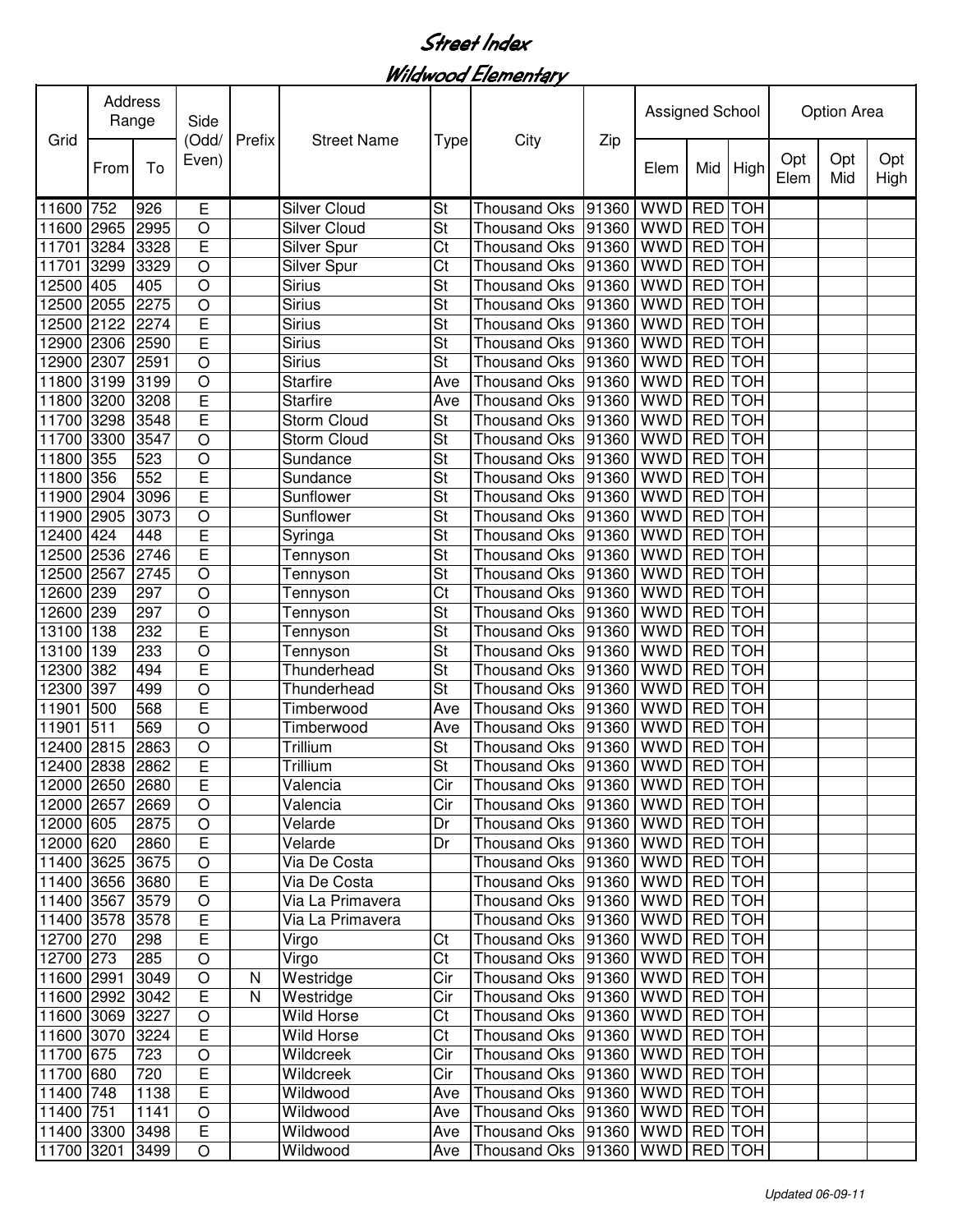# Street Index

## Wildwood Elementary

| Grid | Address Range | | Side (Odd/ Even) | Prefix | Street Name | Type | City | Zip | Assigned School | | | Option Area | | |
|---|---|---|---|---|---|---|---|---|---|---|---|---|---|---|
| | From | To | | | | | | | Elem | Mid | High | Opt Elem | Opt Mid | Opt High |
| 11600 | 752 | 926 | E | | Silver Cloud | St | Thousand Oks | 91360 | WWD | RED | TOH | | | |
| 11600 | 2965 | 2995 | O | | Silver Cloud | St | Thousand Oks | 91360 | WWD | RED | TOH | | | |
| 11701 | 3284 | 3328 | E | | Silver Spur | Ct | Thousand Oks | 91360 | WWD | RED | TOH | | | |
| 11701 | 3299 | 3329 | O | | Silver Spur | Ct | Thousand Oks | 91360 | WWD | RED | TOH | | | |
| 12500 | 405 | 405 | O | | Sirius | St | Thousand Oks | 91360 | WWD | RED | TOH | | | |
| 12500 | 2055 | 2275 | O | | Sirius | St | Thousand Oks | 91360 | WWD | RED | TOH | | | |
| 12500 | 2122 | 2274 | E | | Sirius | St | Thousand Oks | 91360 | WWD | RED | TOH | | | |
| 12900 | 2306 | 2590 | E | | Sirius | St | Thousand Oks | 91360 | WWD | RED | TOH | | | |
| 12900 | 2307 | 2591 | O | | Sirius | St | Thousand Oks | 91360 | WWD | RED | TOH | | | |
| 11800 | 3199 | 3199 | O | | Starfire | Ave | Thousand Oks | 91360 | WWD | RED | TOH | | | |
| 11800 | 3200 | 3208 | E | | Starfire | Ave | Thousand Oks | 91360 | WWD | RED | TOH | | | |
| 11700 | 3298 | 3548 | E | | Storm Cloud | St | Thousand Oks | 91360 | WWD | RED | TOH | | | |
| 11700 | 3300 | 3547 | O | | Storm Cloud | St | Thousand Oks | 91360 | WWD | RED | TOH | | | |
| 11800 | 355 | 523 | O | | Sundance | St | Thousand Oks | 91360 | WWD | RED | TOH | | | |
| 11800 | 356 | 552 | E | | Sundance | St | Thousand Oks | 91360 | WWD | RED | TOH | | | |
| 11900 | 2904 | 3096 | E | | Sunflower | St | Thousand Oks | 91360 | WWD | RED | TOH | | | |
| 11900 | 2905 | 3073 | O | | Sunflower | St | Thousand Oks | 91360 | WWD | RED | TOH | | | |
| 12400 | 424 | 448 | E | | Syringa | St | Thousand Oks | 91360 | WWD | RED | TOH | | | |
| 12500 | 2536 | 2746 | E | | Tennyson | St | Thousand Oks | 91360 | WWD | RED | TOH | | | |
| 12500 | 2567 | 2745 | O | | Tennyson | St | Thousand Oks | 91360 | WWD | RED | TOH | | | |
| 12600 | 239 | 297 | O | | Tennyson | Ct | Thousand Oks | 91360 | WWD | RED | TOH | | | |
| 12600 | 239 | 297 | O | | Tennyson | St | Thousand Oks | 91360 | WWD | RED | TOH | | | |
| 13100 | 138 | 232 | E | | Tennyson | St | Thousand Oks | 91360 | WWD | RED | TOH | | | |
| 13100 | 139 | 233 | O | | Tennyson | St | Thousand Oks | 91360 | WWD | RED | TOH | | | |
| 12300 | 382 | 494 | E | | Thunderhead | St | Thousand Oks | 91360 | WWD | RED | TOH | | | |
| 12300 | 397 | 499 | O | | Thunderhead | St | Thousand Oks | 91360 | WWD | RED | TOH | | | |
| 11901 | 500 | 568 | E | | Timberwood | Ave | Thousand Oks | 91360 | WWD | RED | TOH | | | |
| 11901 | 511 | 569 | O | | Timberwood | Ave | Thousand Oks | 91360 | WWD | RED | TOH | | | |
| 12400 | 2815 | 2863 | O | | Trillium | St | Thousand Oks | 91360 | WWD | RED | TOH | | | |
| 12400 | 2838 | 2862 | E | | Trillium | St | Thousand Oks | 91360 | WWD | RED | TOH | | | |
| 12000 | 2650 | 2680 | E | | Valencia | Cir | Thousand Oks | 91360 | WWD | RED | TOH | | | |
| 12000 | 2657 | 2669 | O | | Valencia | Cir | Thousand Oks | 91360 | WWD | RED | TOH | | | |
| 12000 | 605 | 2875 | O | | Velarde | Dr | Thousand Oks | 91360 | WWD | RED | TOH | | | |
| 12000 | 620 | 2860 | E | | Velarde | Dr | Thousand Oks | 91360 | WWD | RED | TOH | | | |
| 11400 | 3625 | 3675 | O | | Via De Costa | | Thousand Oks | 91360 | WWD | RED | TOH | | | |
| 11400 | 3656 | 3680 | E | | Via De Costa | | Thousand Oks | 91360 | WWD | RED | TOH | | | |
| 11400 | 3567 | 3579 | O | | Via La Primavera | | Thousand Oks | 91360 | WWD | RED | TOH | | | |
| 11400 | 3578 | 3578 | E | | Via La Primavera | | Thousand Oks | 91360 | WWD | RED | TOH | | | |
| 12700 | 270 | 298 | E | | Virgo | Ct | Thousand Oks | 91360 | WWD | RED | TOH | | | |
| 12700 | 273 | 285 | O | | Virgo | Ct | Thousand Oks | 91360 | WWD | RED | TOH | | | |
| 11600 | 2991 | 3049 | O | N | Westridge | Cir | Thousand Oks | 91360 | WWD | RED | TOH | | | |
| 11600 | 2992 | 3042 | E | N | Westridge | Cir | Thousand Oks | 91360 | WWD | RED | TOH | | | |
| 11600 | 3069 | 3227 | O | | Wild Horse | Ct | Thousand Oks | 91360 | WWD | RED | TOH | | | |
| 11600 | 3070 | 3224 | E | | Wild Horse | Ct | Thousand Oks | 91360 | WWD | RED | TOH | | | |
| 11700 | 675 | 723 | O | | Wildcreek | Cir | Thousand Oks | 91360 | WWD | RED | TOH | | | |
| 11700 | 680 | 720 | E | | Wildcreek | Cir | Thousand Oks | 91360 | WWD | RED | TOH | | | |
| 11400 | 748 | 1138 | E | | Wildwood | Ave | Thousand Oks | 91360 | WWD | RED | TOH | | | |
| 11400 | 751 | 1141 | O | | Wildwood | Ave | Thousand Oks | 91360 | WWD | RED | TOH | | | |
| 11400 | 3300 | 3498 | E | | Wildwood | Ave | Thousand Oks | 91360 | WWD | RED | TOH | | | |
| 11700 | 3201 | 3499 | O | | Wildwood | Ave | Thousand Oks | 91360 | WWD | RED | TOH | | | |

*Updated 06-09-11*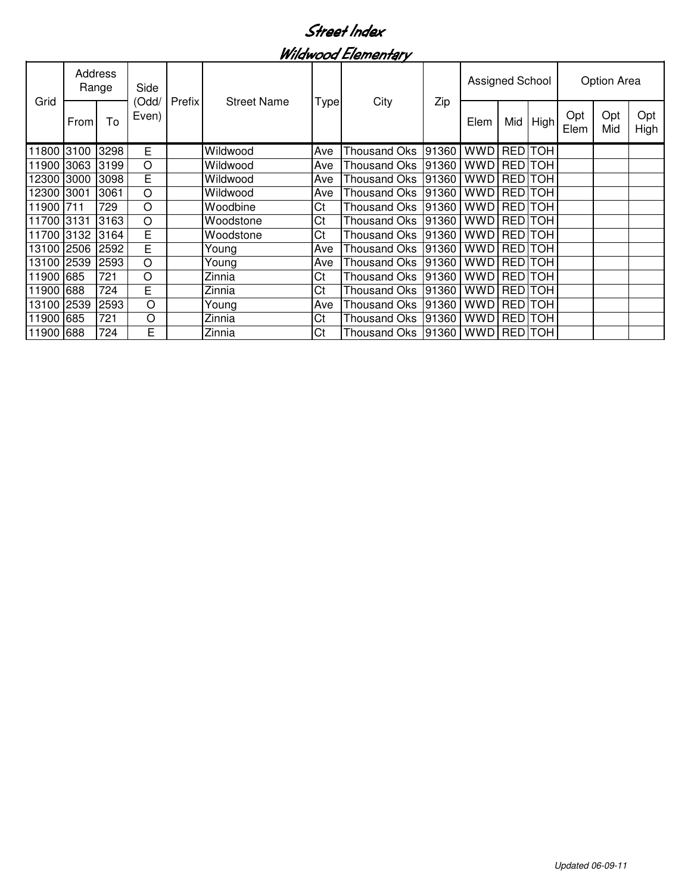# Street Index

## Wildwood Elementary

| Grid | Address Range | | Side (Odd/ Even) | Prefix | Street Name | Type | City | Zip | Assigned School | | | Option Area | | |
|---|---|---|---|---|---|---|---|---|---|---|---|---|---|---|
| | From | To | | | | | | | Elem | Mid | High | Opt Elem | Opt Mid | Opt High |
| 11800 | 3100 | 3298 | E | | Wildwood | Ave | Thousand Oks | 91360 | WWD | RED | TOH | | | |
| 11900 | 3063 | 3199 | O | | Wildwood | Ave | Thousand Oks | 91360 | WWD | RED | TOH | | | |
| 12300 | 3000 | 3098 | E | | Wildwood | Ave | Thousand Oks | 91360 | WWD | RED | TOH | | | |
| 12300 | 3001 | 3061 | O | | Wildwood | Ave | Thousand Oks | 91360 | WWD | RED | TOH | | | |
| 11900 | 711 | 729 | O | | Woodbine | Ct | Thousand Oks | 91360 | WWD | RED | TOH | | | |
| 11700 | 3131 | 3163 | O | | Woodstone | Ct | Thousand Oks | 91360 | WWD | RED | TOH | | | |
| 11700 | 3132 | 3164 | E | | Woodstone | Ct | Thousand Oks | 91360 | WWD | RED | TOH | | | |
| 13100 | 2506 | 2592 | E | | Young | Ave | Thousand Oks | 91360 | WWD | RED | TOH | | | |
| 13100 | 2539 | 2593 | O | | Young | Ave | Thousand Oks | 91360 | WWD | RED | TOH | | | |
| 11900 | 685 | 721 | O | | Zinnia | Ct | Thousand Oks | 91360 | WWD | RED | TOH | | | |
| 11900 | 688 | 724 | E | | Zinnia | Ct | Thousand Oks | 91360 | WWD | RED | TOH | | | |
| 13100 | 2539 | 2593 | O | | Young | Ave | Thousand Oks | 91360 | WWD | RED | TOH | | | |
| 11900 | 685 | 721 | O | | Zinnia | Ct | Thousand Oks | 91360 | WWD | RED | TOH | | | |
| 11900 | 688 | 724 | E | | Zinnia | Ct | Thousand Oks | 91360 | WWD | RED | TOH | | | |

*Updated 06-09-11*